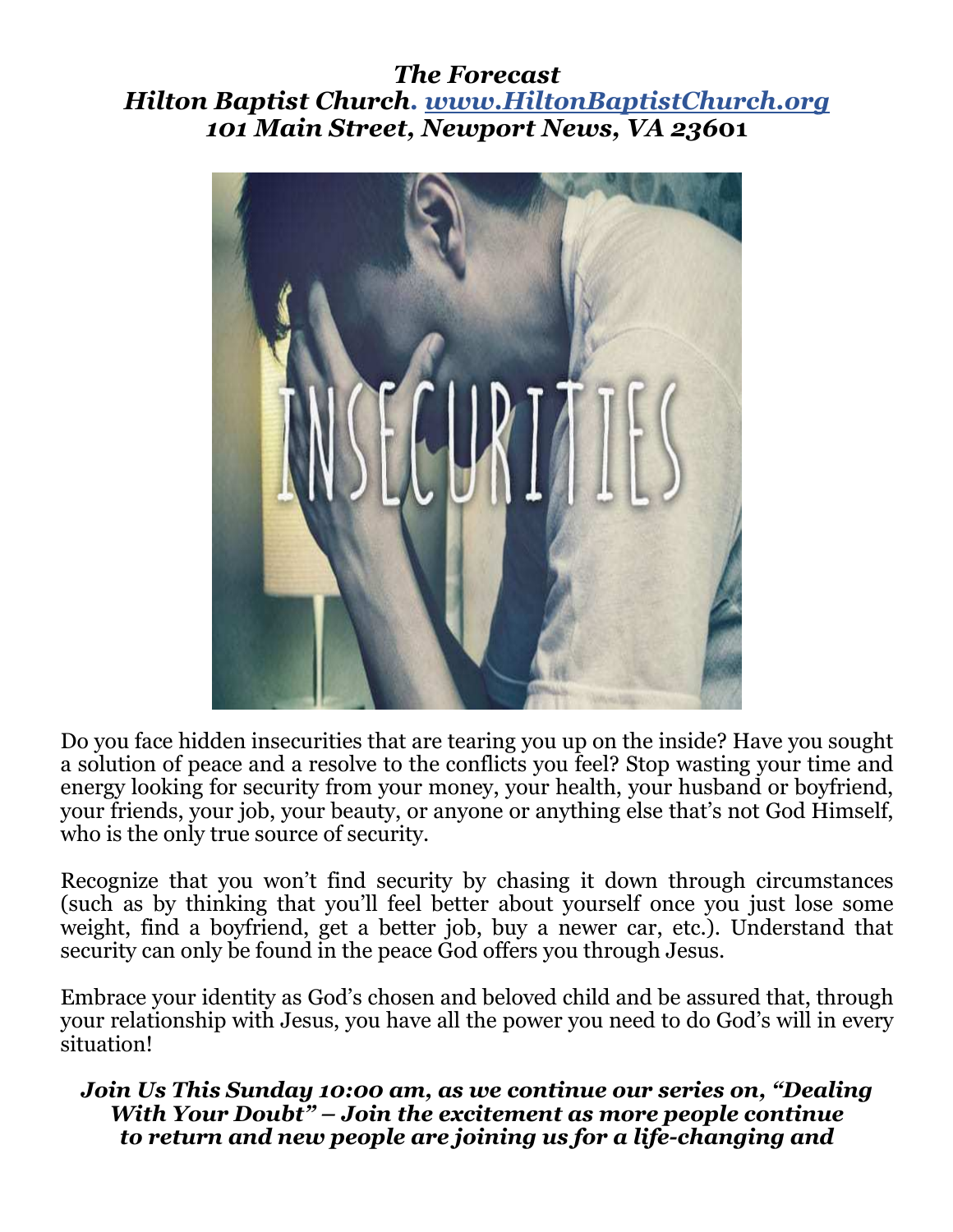***The Forecast***
***Hilton Baptist Church. [www.HiltonBaptistChurch.org](http://www.HiltonBaptistChurch.org)***
***101 Main Street, Newport News, VA 23601***

Do you face hidden insecurities that are tearing you up on the inside? Have you sought a solution of peace and a resolve to the conflicts you feel? Stop wasting your time and energy looking for security from your money, your health, your husband or boyfriend, your friends, your job, your beauty, or anyone or anything else that's not God Himself, who is the only true source of security.

Recognize that you won't find security by chasing it down through circumstances (such as by thinking that you'll feel better about yourself once you just lose some weight, find a boyfriend, get a better job, buy a newer car, etc.). Understand that security can only be found in the peace God offers you through Jesus.

Embrace your identity as God's chosen and beloved child and be assured that, through your relationship with Jesus, you have all the power you need to do God's will in every situation!

***Join Us This Sunday 10:00 am, as we continue our series on, "Dealing With Your Doubt" – Join the excitement as more people continue to return and new people are joining us for a life-changing and***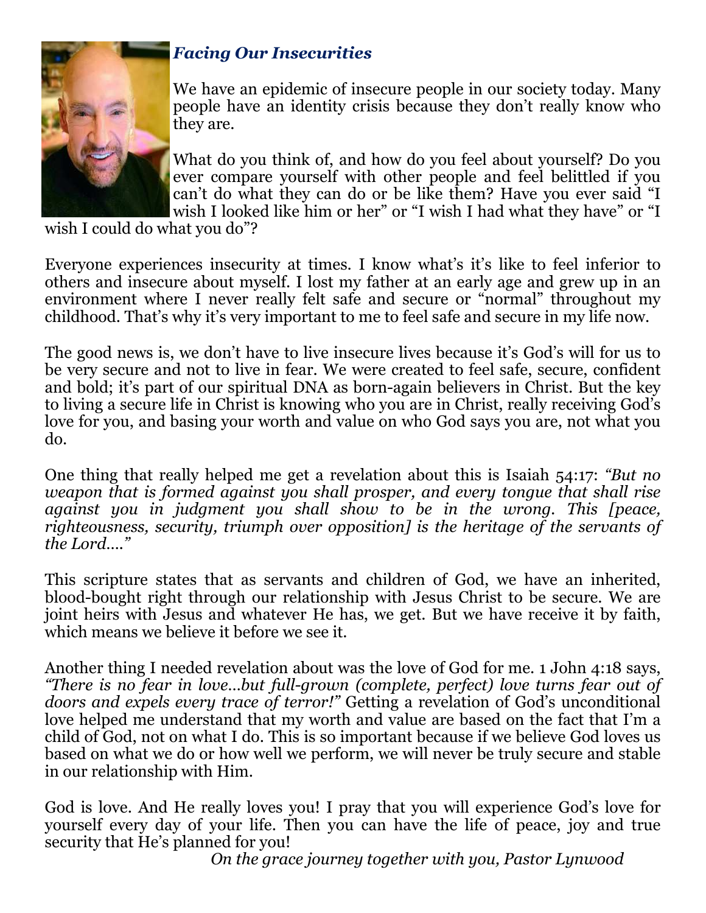## *Facing Our Insecurities*

We have an epidemic of insecure people in our society today. Many people have an identity crisis because they don't really know who they are.

What do you think of, and how do you feel about yourself? Do you ever compare yourself with other people and feel belittled if you can't do what they can do or be like them? Have you ever said "I wish I looked like him or her" or "I wish I had what they have" or "I wish I could do what you do"?

Everyone experiences insecurity at times. I know what's it's like to feel inferior to others and insecure about myself. I lost my father at an early age and grew up in an environment where I never really felt safe and secure or "normal" throughout my childhood. That's why it's very important to me to feel safe and secure in my life now.

The good news is, we don't have to live insecure lives because it's God's will for us to be very secure and not to live in fear. We were created to feel safe, secure, confident and bold; it's part of our spiritual DNA as born-again believers in Christ. But the key to living a secure life in Christ is knowing who you are in Christ, really receiving God's love for you, and basing your worth and value on who God says you are, not what you do.

One thing that really helped me get a revelation about this is Isaiah 54:17: *"But no weapon that is formed against you shall prosper, and every tongue that shall rise against you in judgment you shall show to be in the wrong. This [peace, righteousness, security, triumph over opposition] is the heritage of the servants of the Lord…."*

This scripture states that as servants and children of God, we have an inherited, blood-bought right through our relationship with Jesus Christ to be secure. We are joint heirs with Jesus and whatever He has, we get. But we have receive it by faith, which means we believe it before we see it.

Another thing I needed revelation about was the love of God for me. 1 John 4:18 says, *"There is no fear in love…but full-grown (complete, perfect) love turns fear out of doors and expels every trace of terror!"* Getting a revelation of God's unconditional love helped me understand that my worth and value are based on the fact that I'm a child of God, not on what I do. This is so important because if we believe God loves us based on what we do or how well we perform, we will never be truly secure and stable in our relationship with Him.

God is love. And He really loves you! I pray that you will experience God's love for yourself every day of your life. Then you can have the life of peace, joy and true security that He's planned for you!

*On the grace journey together with you, Pastor Lynwood*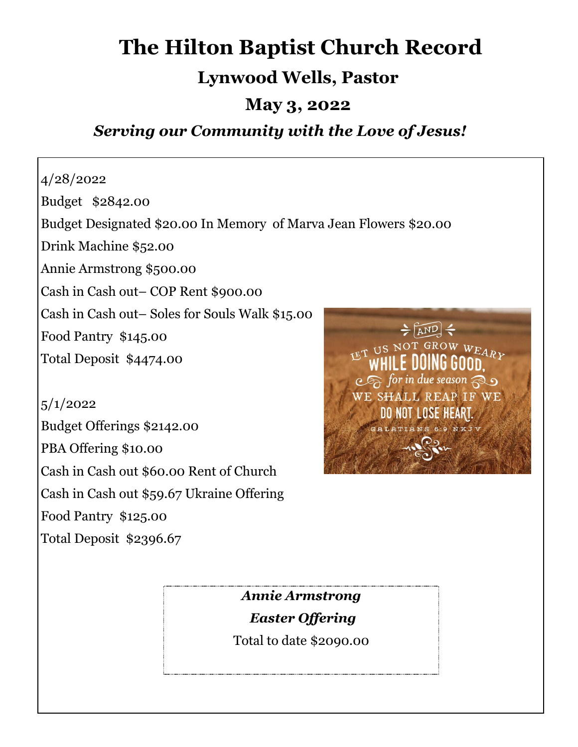# The Hilton Baptist Church Record

## Lynwood Wells, Pastor

## May 3, 2022

### *Serving our Community with the Love of Jesus!*

4/28/2022

Budget $2842.00

Budget Designated $20.00 In Memory of Marva Jean Flowers $20.00

Drink Machine $52.00

Annie Armstrong $500.00

Cash in Cash out– COP Rent $900.00

Cash in Cash out– Soles for Souls Walk $15.00

Food Pantry $145.00

Total Deposit $4474.00

5/1/2022

Budget Offerings $2142.00

PBA Offering $10.00

Cash in Cash out $60.00 Rent of Church

Cash in Cash out $59.67 Ukraine Offering

Food Pantry $125.00

Total Deposit $2396.67

AND LET US NOT GROW WEARY WHILE DOING GOOD, for in due season WE SHALL REAP IF WE DO NOT LOSE HEART. GALATIANS 6:9 NKJV

***Annie Armstrong***

***Easter Offering***

Total to date $2090.00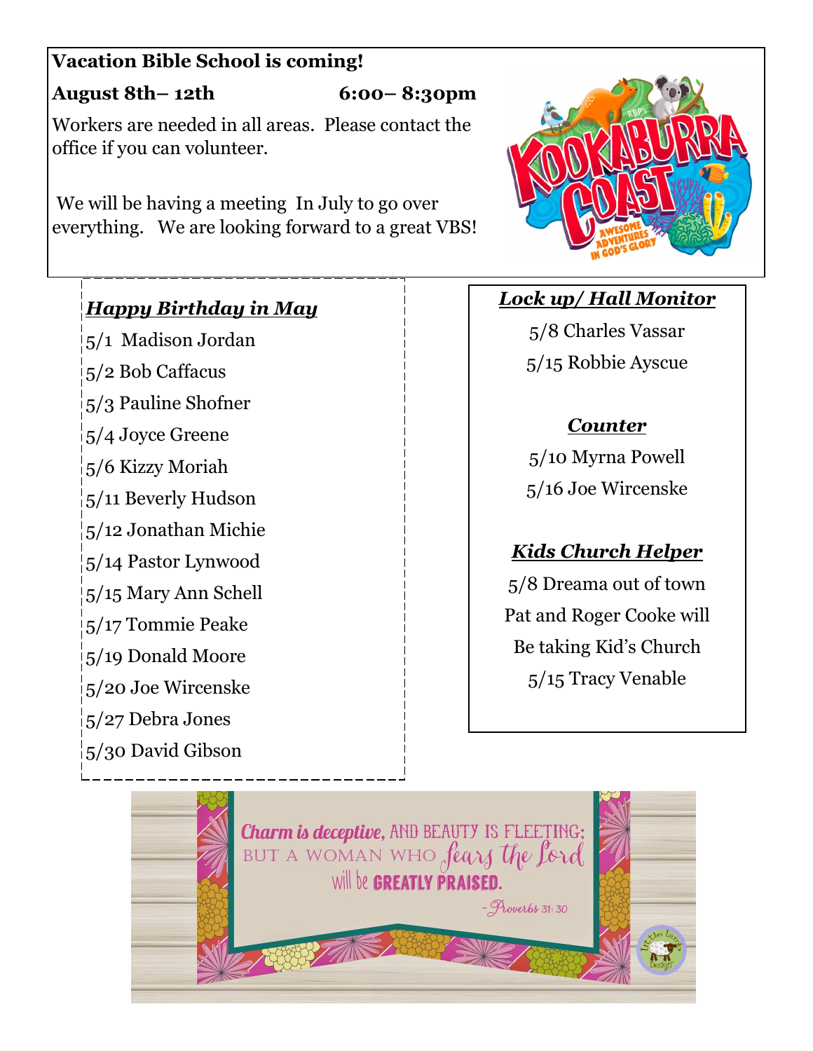**Vacation Bible School is coming!**

**August 8th– 12th 6:00– 8:30pm**

Workers are needed in all areas. Please contact the office if you can volunteer.

We will be having a meeting In July to go over everything. We are looking forward to a great VBS!

***Happy Birthday in May***

5/1 Madison Jordan
5/2 Bob Caffacus
5/3 Pauline Shofner
5/4 Joyce Greene
5/6 Kizzy Moriah
5/11 Beverly Hudson
5/12 Jonathan Michie
5/14 Pastor Lynwood
5/15 Mary Ann Schell
5/17 Tommie Peake
5/19 Donald Moore
5/20 Joe Wircenske
5/27 Debra Jones
5/30 David Gibson

***Lock up/ Hall Monitor***

5/8 Charles Vassar
5/15 Robbie Ayscue

***Counter***

5/10 Myrna Powell
5/16 Joe Wircenske

***Kids Church Helper***

5/8 Dreama out of town
Pat and Roger Cooke will
Be taking Kid's Church
5/15 Tracy Venable

Charm is deceptive, AND BEAUTY IS FLEETING; BUT A WOMAN WHO fears the Lord will be GREATLY PRAISED.

~Proverbs 31:30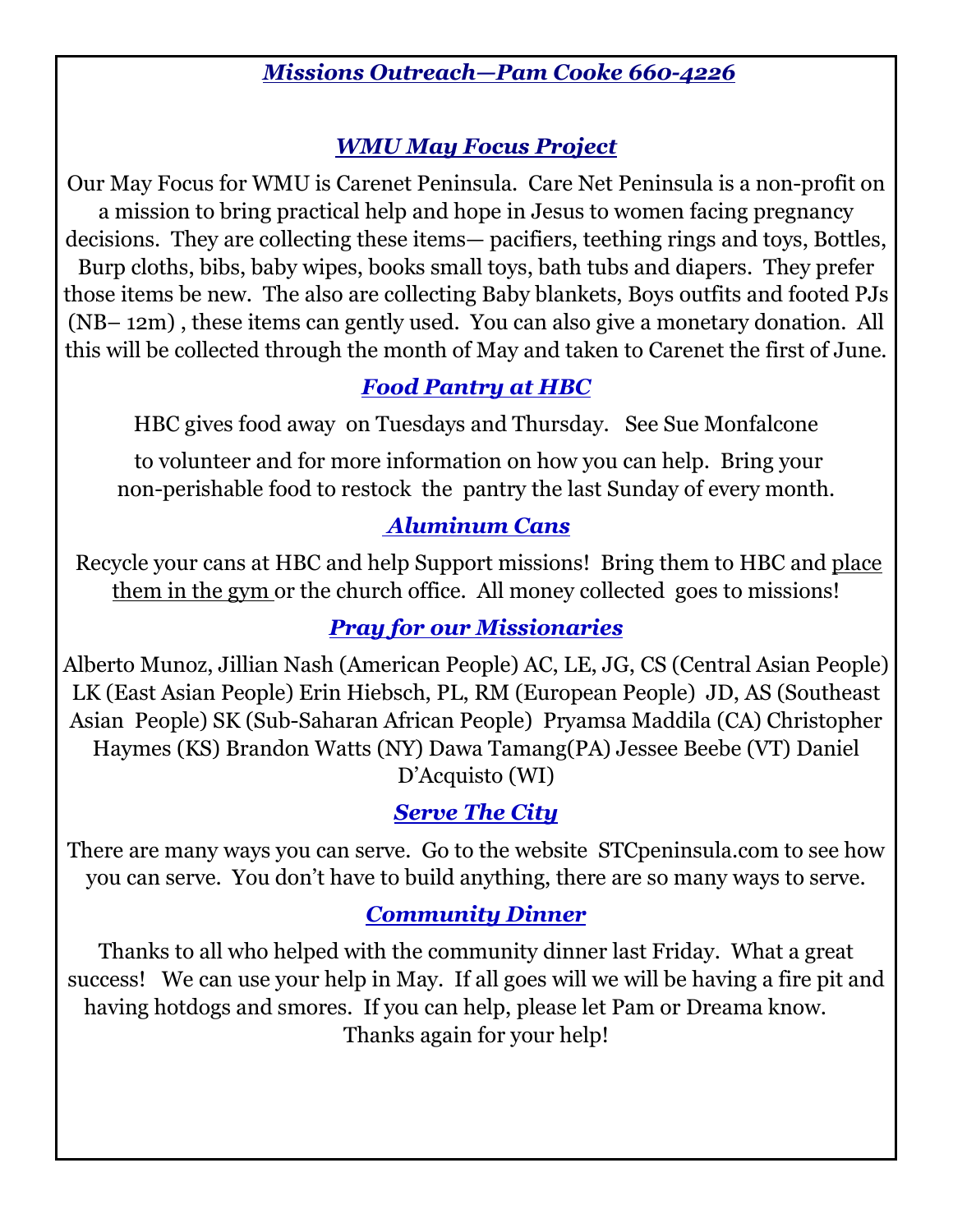## *Missions Outreach—Pam Cooke 660-4226*

### *WMU May Focus Project*

Our May Focus for WMU is Carenet Peninsula. Care Net Peninsula is a non-profit on a mission to bring practical help and hope in Jesus to women facing pregnancy decisions. They are collecting these items— pacifiers, teething rings and toys, Bottles, Burp cloths, bibs, baby wipes, books small toys, bath tubs and diapers. They prefer those items be new. The also are collecting Baby blankets, Boys outfits and footed PJs (NB– 12m) , these items can gently used. You can also give a monetary donation. All this will be collected through the month of May and taken to Carenet the first of June.

### *Food Pantry at HBC*

HBC gives food away on Tuesdays and Thursday. See Sue Monfalcone

to volunteer and for more information on how you can help. Bring your non-perishable food to restock the pantry the last Sunday of every month.

### *Aluminum Cans*

Recycle your cans at HBC and help Support missions! Bring them to HBC and place them in the gym or the church office. All money collected goes to missions!

### *Pray for our Missionaries*

Alberto Munoz, Jillian Nash (American People) AC, LE, JG, CS (Central Asian People) LK (East Asian People) Erin Hiebsch, PL, RM (European People) JD, AS (Southeast Asian People) SK (Sub-Saharan African People) Pryamsa Maddila (CA) Christopher Haymes (KS) Brandon Watts (NY) Dawa Tamang(PA) Jessee Beebe (VT) Daniel D'Acquisto (WI)

### *Serve The City*

There are many ways you can serve. Go to the website STCpeninsula.com to see how you can serve. You don't have to build anything, there are so many ways to serve.

### *Community Dinner*

Thanks to all who helped with the community dinner last Friday. What a great success! We can use your help in May. If all goes will we will be having a fire pit and having hotdogs and smores. If you can help, please let Pam or Dreama know. Thanks again for your help!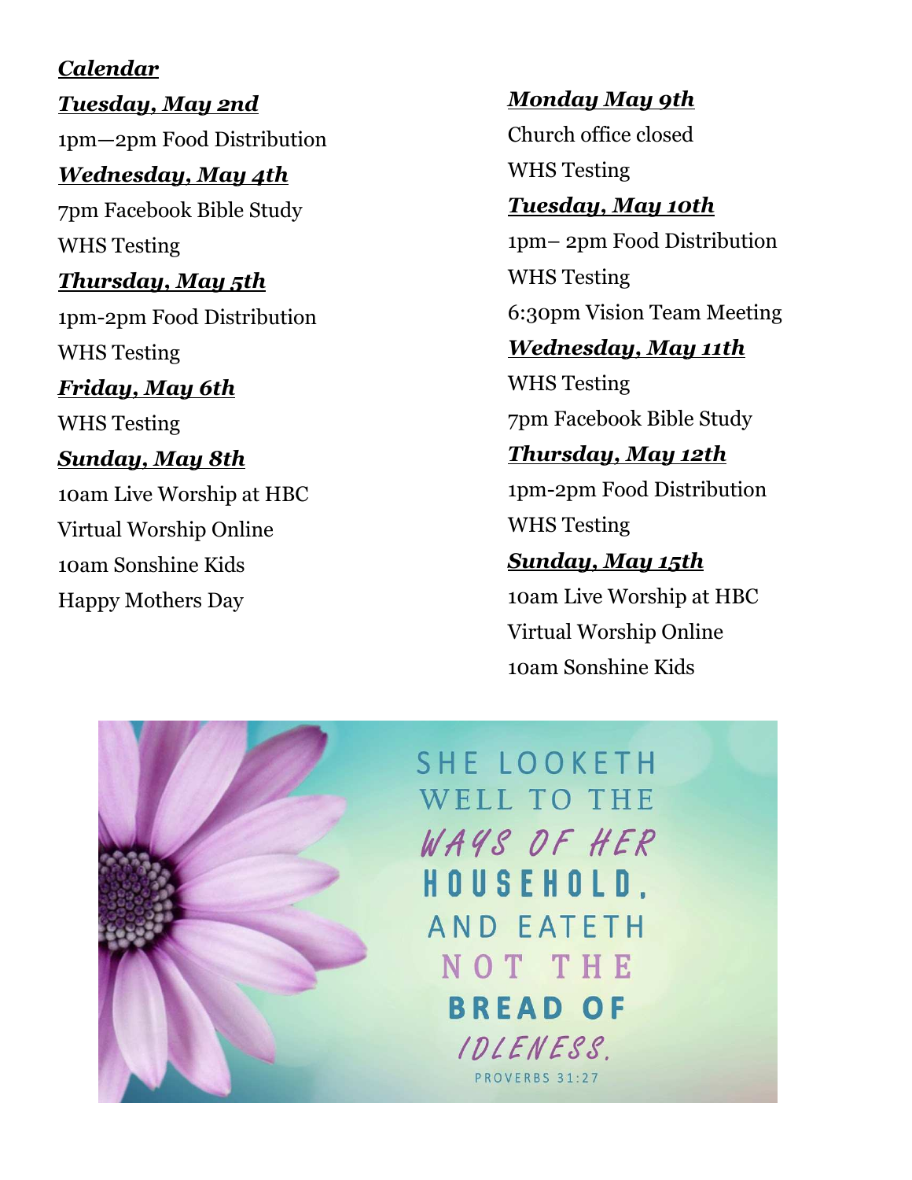***Calendar***

***Tuesday, May 2nd***

1pm—2pm Food Distribution

***Wednesday, May 4th***

7pm Facebook Bible Study

WHS Testing

***Thursday, May 5th***

1pm-2pm Food Distribution

WHS Testing

***Friday, May 6th***

WHS Testing

***Sunday, May 8th***

10am Live Worship at HBC

Virtual Worship Online

10am Sonshine Kids

Happy Mothers Day

***Monday May 9th***

Church office closed

WHS Testing

***Tuesday, May 10th***

1pm– 2pm Food Distribution

WHS Testing

6:30pm Vision Team Meeting

***Wednesday, May 11th***

WHS Testing

7pm Facebook Bible Study

***Thursday, May 12th***

1pm-2pm Food Distribution

WHS Testing

***Sunday, May 15th***

10am Live Worship at HBC

Virtual Worship Online

10am Sonshine Kids

SHE LOOKETH WELL TO THE WAYS OF HER HOUSEHOLD, AND EATETH NOT THE BREAD OF IDLENESS.

PROVERBS 31:27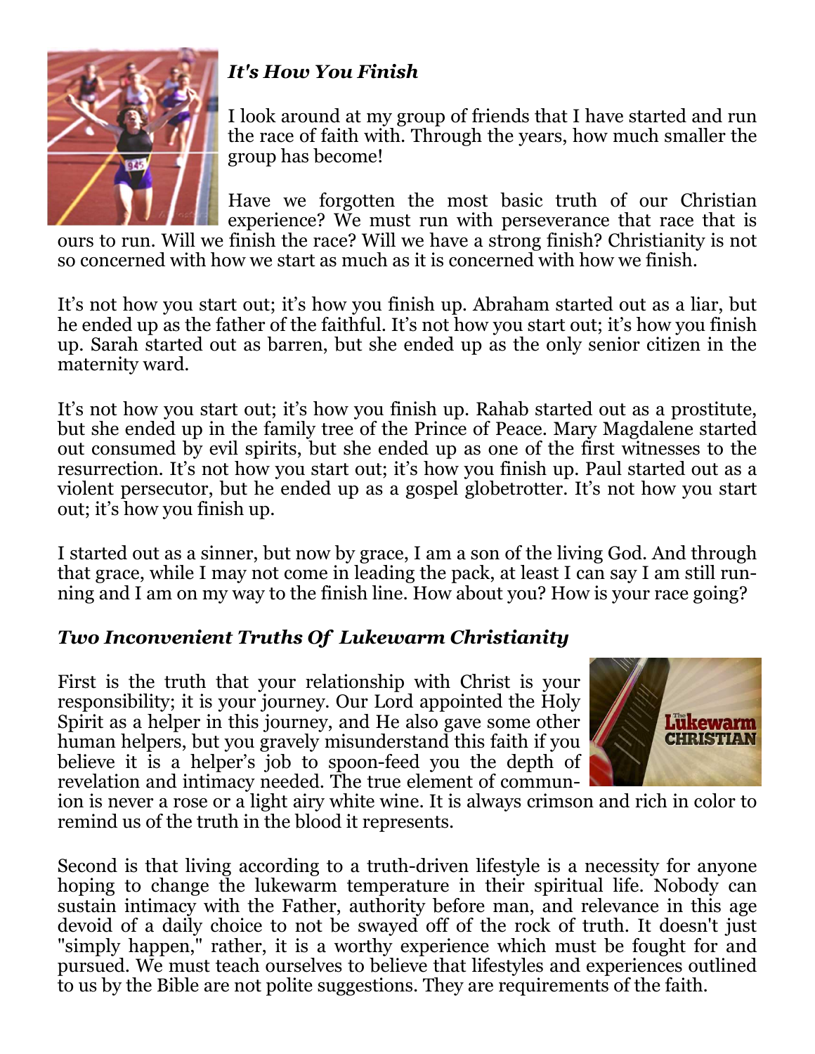### *It's How You Finish*

I look around at my group of friends that I have started and run the race of faith with. Through the years, how much smaller the group has become!

Have we forgotten the most basic truth of our Christian experience? We must run with perseverance that race that is ours to run. Will we finish the race? Will we have a strong finish? Christianity is not so concerned with how we start as much as it is concerned with how we finish.

It's not how you start out; it's how you finish up. Abraham started out as a liar, but he ended up as the father of the faithful. It's not how you start out; it's how you finish up. Sarah started out as barren, but she ended up as the only senior citizen in the maternity ward.

It's not how you start out; it's how you finish up. Rahab started out as a prostitute, but she ended up in the family tree of the Prince of Peace. Mary Magdalene started out consumed by evil spirits, but she ended up as one of the first witnesses to the resurrection. It's not how you start out; it's how you finish up. Paul started out as a violent persecutor, but he ended up as a gospel globetrotter. It's not how you start out; it's how you finish up.

I started out as a sinner, but now by grace, I am a son of the living God. And through that grace, while I may not come in leading the pack, at least I can say I am still running and I am on my way to the finish line. How about you? How is your race going?

### *Two Inconvenient Truths Of Lukewarm Christianity*

First is the truth that your relationship with Christ is your responsibility; it is your journey. Our Lord appointed the Holy Spirit as a helper in this journey, and He also gave some other human helpers, but you gravely misunderstand this faith if you believe it is a helper's job to spoon-feed you the depth of revelation and intimacy needed. The true element of communion is never a rose or a light airy white wine. It is always crimson and rich in color to remind us of the truth in the blood it represents.

Second is that living according to a truth-driven lifestyle is a necessity for anyone hoping to change the lukewarm temperature in their spiritual life. Nobody can sustain intimacy with the Father, authority before man, and relevance in this age devoid of a daily choice to not be swayed off of the rock of truth. It doesn't just "simply happen," rather, it is a worthy experience which must be fought for and pursued. We must teach ourselves to believe that lifestyles and experiences outlined to us by the Bible are not polite suggestions. They are requirements of the faith.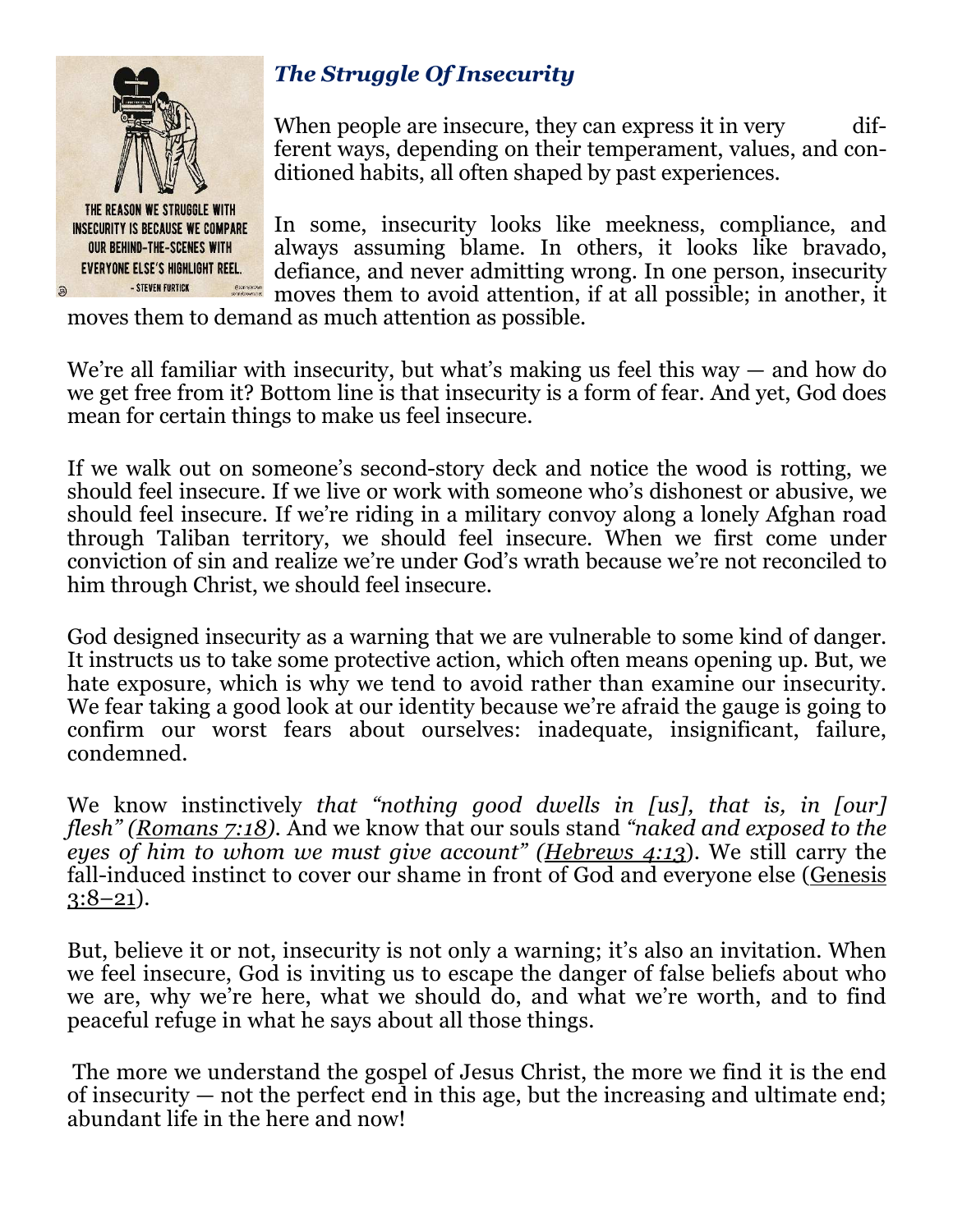### *The Struggle Of Insecurity*

THE REASON WE STRUGGLE WITH INSECURITY IS BECAUSE WE COMPARE OUR BEHIND-THE-SCENES WITH EVERYONE ELSE'S HIGHLIGHT REEL.
- STEVEN FURTICK

When people are insecure, they can express it in very different ways, depending on their temperament, values, and conditioned habits, all often shaped by past experiences.

In some, insecurity looks like meekness, compliance, and always assuming blame. In others, it looks like bravado, defiance, and never admitting wrong. In one person, insecurity moves them to avoid attention, if at all possible; in another, it moves them to demand as much attention as possible.

We're all familiar with insecurity, but what's making us feel this way — and how do we get free from it? Bottom line is that insecurity is a form of fear. And yet, God does mean for certain things to make us feel insecure.

If we walk out on someone's second-story deck and notice the wood is rotting, we should feel insecure. If we live or work with someone who's dishonest or abusive, we should feel insecure. If we're riding in a military convoy along a lonely Afghan road through Taliban territory, we should feel insecure. When we first come under conviction of sin and realize we're under God's wrath because we're not reconciled to him through Christ, we should feel insecure.

God designed insecurity as a warning that we are vulnerable to some kind of danger. It instructs us to take some protective action, which often means opening up. But, we hate exposure, which is why we tend to avoid rather than examine our insecurity. We fear taking a good look at our identity because we're afraid the gauge is going to confirm our worst fears about ourselves: inadequate, insignificant, failure, condemned.

We know instinctively *that "nothing good dwells in [us], that is, in [our] flesh" (Romans 7:18)*. And we know that our souls stand *"naked and exposed to the eyes of him to whom we must give account" (Hebrews 4:13)*. We still carry the fall-induced instinct to cover our shame in front of God and everyone else (Genesis 3:8–21).

But, believe it or not, insecurity is not only a warning; it's also an invitation. When we feel insecure, God is inviting us to escape the danger of false beliefs about who we are, why we're here, what we should do, and what we're worth, and to find peaceful refuge in what he says about all those things.

The more we understand the gospel of Jesus Christ, the more we find it is the end of insecurity — not the perfect end in this age, but the increasing and ultimate end; abundant life in the here and now!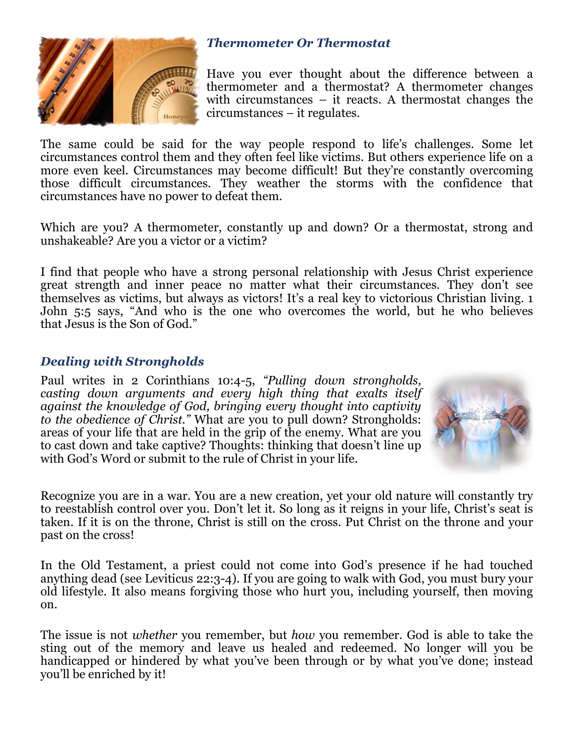### *Thermometer Or Thermostat*

Have you ever thought about the difference between a thermometer and a thermostat? A thermometer changes with circumstances – it reacts. A thermostat changes the circumstances – it regulates.

The same could be said for the way people respond to life's challenges. Some let circumstances control them and they often feel like victims. But others experience life on a more even keel. Circumstances may become difficult! But they're constantly overcoming those difficult circumstances. They weather the storms with the confidence that circumstances have no power to defeat them.

Which are you? A thermometer, constantly up and down? Or a thermostat, strong and unshakeable? Are you a victor or a victim?

I find that people who have a strong personal relationship with Jesus Christ experience great strength and inner peace no matter what their circumstances. They don't see themselves as victims, but always as victors! It's a real key to victorious Christian living. 1 John 5:5 says, "And who is the one who overcomes the world, but he who believes that Jesus is the Son of God."

### *Dealing with Strongholds*

Paul writes in 2 Corinthians 10:4-5, *"Pulling down strongholds, casting down arguments and every high thing that exalts itself against the knowledge of God, bringing every thought into captivity to the obedience of Christ."* What are you to pull down? Strongholds: areas of your life that are held in the grip of the enemy. What are you to cast down and take captive? Thoughts: thinking that doesn't line up with God's Word or submit to the rule of Christ in your life.

Recognize you are in a war. You are a new creation, yet your old nature will constantly try to reestablish control over you. Don't let it. So long as it reigns in your life, Christ's seat is taken. If it is on the throne, Christ is still on the cross. Put Christ on the throne and your past on the cross!

In the Old Testament, a priest could not come into God's presence if he had touched anything dead (see Leviticus 22:3-4). If you are going to walk with God, you must bury your old lifestyle. It also means forgiving those who hurt you, including yourself, then moving on.

The issue is not *whether* you remember, but *how* you remember. God is able to take the sting out of the memory and leave us healed and redeemed. No longer will you be handicapped or hindered by what you've been through or by what you've done; instead you'll be enriched by it!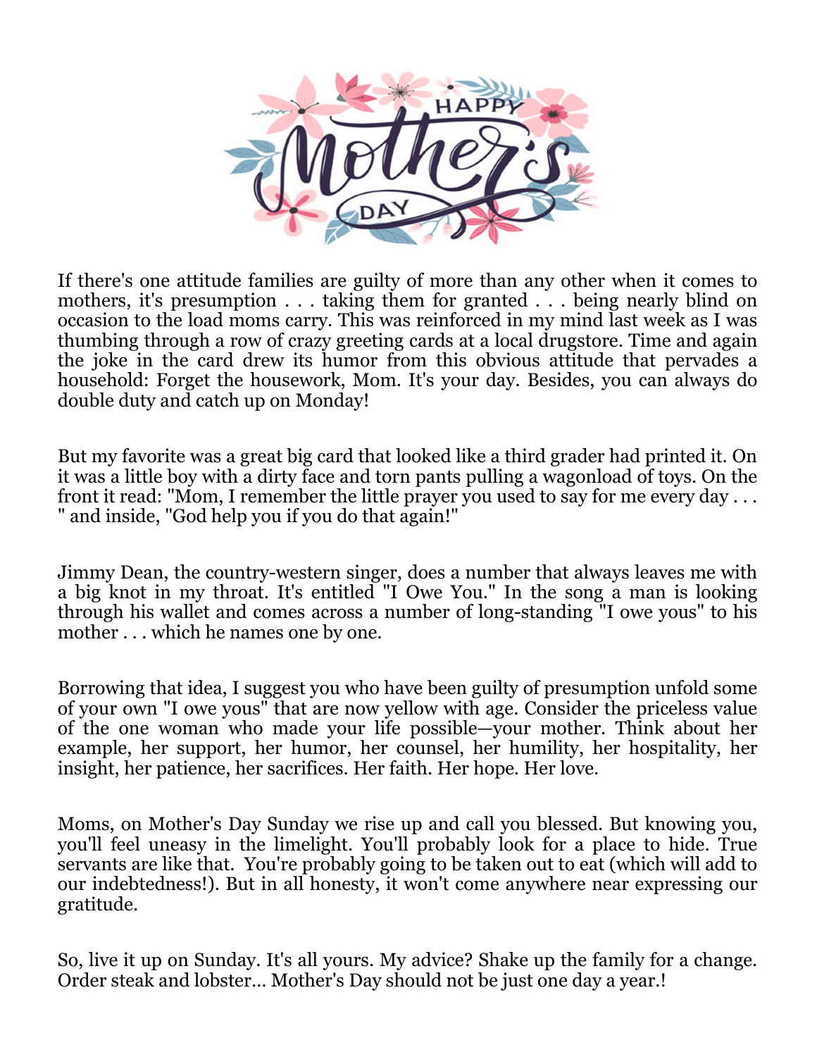# HAPPY Mother's DAY

If there's one attitude families are guilty of more than any other when it comes to mothers, it's presumption . . . taking them for granted . . . being nearly blind on occasion to the load moms carry. This was reinforced in my mind last week as I was thumbing through a row of crazy greeting cards at a local drugstore. Time and again the joke in the card drew its humor from this obvious attitude that pervades a household: Forget the housework, Mom. It's your day. Besides, you can always do double duty and catch up on Monday!

But my favorite was a great big card that looked like a third grader had printed it. On it was a little boy with a dirty face and torn pants pulling a wagonload of toys. On the front it read: "Mom, I remember the little prayer you used to say for me every day . . . " and inside, "God help you if you do that again!"

Jimmy Dean, the country-western singer, does a number that always leaves me with a big knot in my throat. It's entitled "I Owe You." In the song a man is looking through his wallet and comes across a number of long-standing "I owe yous" to his mother . . . which he names one by one.

Borrowing that idea, I suggest you who have been guilty of presumption unfold some of your own "I owe yous" that are now yellow with age. Consider the priceless value of the one woman who made your life possible—your mother. Think about her example, her support, her humor, her counsel, her humility, her hospitality, her insight, her patience, her sacrifices. Her faith. Her hope. Her love.

Moms, on Mother's Day Sunday we rise up and call you blessed. But knowing you, you'll feel uneasy in the limelight. You'll probably look for a place to hide. True servants are like that. You're probably going to be taken out to eat (which will add to our indebtedness!). But in all honesty, it won't come anywhere near expressing our gratitude.

So, live it up on Sunday. It's all yours. My advice? Shake up the family for a change. Order steak and lobster… Mother's Day should not be just one day a year.!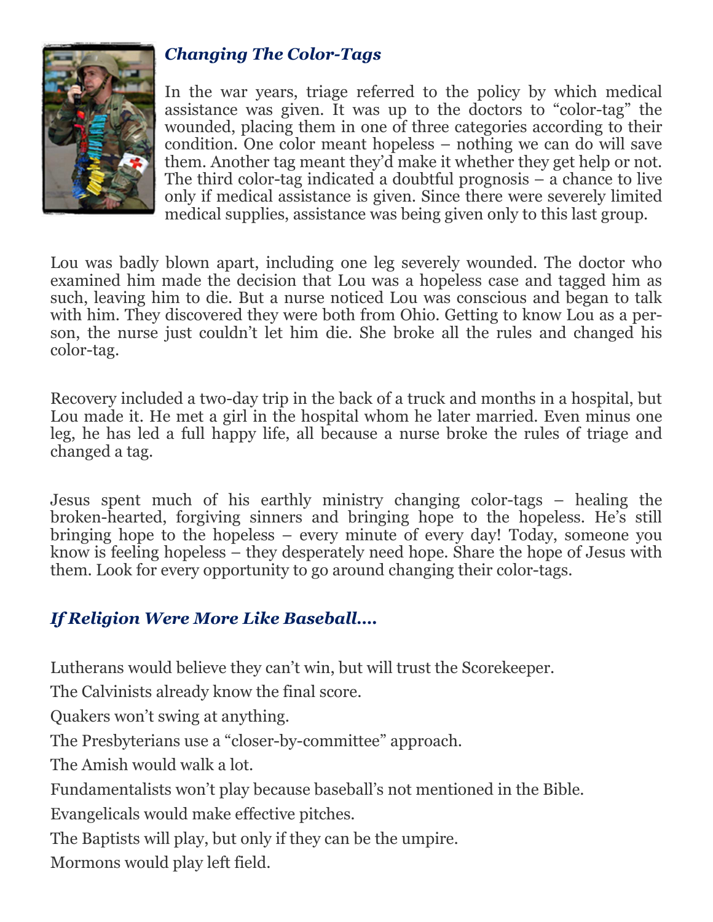### *Changing The Color-Tags*

In the war years, triage referred to the policy by which medical assistance was given. It was up to the doctors to "color-tag" the wounded, placing them in one of three categories according to their condition. One color meant hopeless – nothing we can do will save them. Another tag meant they'd make it whether they get help or not. The third color-tag indicated a doubtful prognosis – a chance to live only if medical assistance is given. Since there were severely limited medical supplies, assistance was being given only to this last group.

Lou was badly blown apart, including one leg severely wounded. The doctor who examined him made the decision that Lou was a hopeless case and tagged him as such, leaving him to die. But a nurse noticed Lou was conscious and began to talk with him. They discovered they were both from Ohio. Getting to know Lou as a person, the nurse just couldn't let him die. She broke all the rules and changed his color-tag.

Recovery included a two-day trip in the back of a truck and months in a hospital, but Lou made it. He met a girl in the hospital whom he later married. Even minus one leg, he has led a full happy life, all because a nurse broke the rules of triage and changed a tag.

Jesus spent much of his earthly ministry changing color-tags – healing the broken-hearted, forgiving sinners and bringing hope to the hopeless. He's still bringing hope to the hopeless – every minute of every day! Today, someone you know is feeling hopeless – they desperately need hope. Share the hope of Jesus with them. Look for every opportunity to go around changing their color-tags.

### *If Religion Were More Like Baseball….*

Lutherans would believe they can't win, but will trust the Scorekeeper.

The Calvinists already know the final score.

Quakers won't swing at anything.

The Presbyterians use a "closer-by-committee" approach.

The Amish would walk a lot.

Fundamentalists won't play because baseball's not mentioned in the Bible.

Evangelicals would make effective pitches.

The Baptists will play, but only if they can be the umpire.

Mormons would play left field.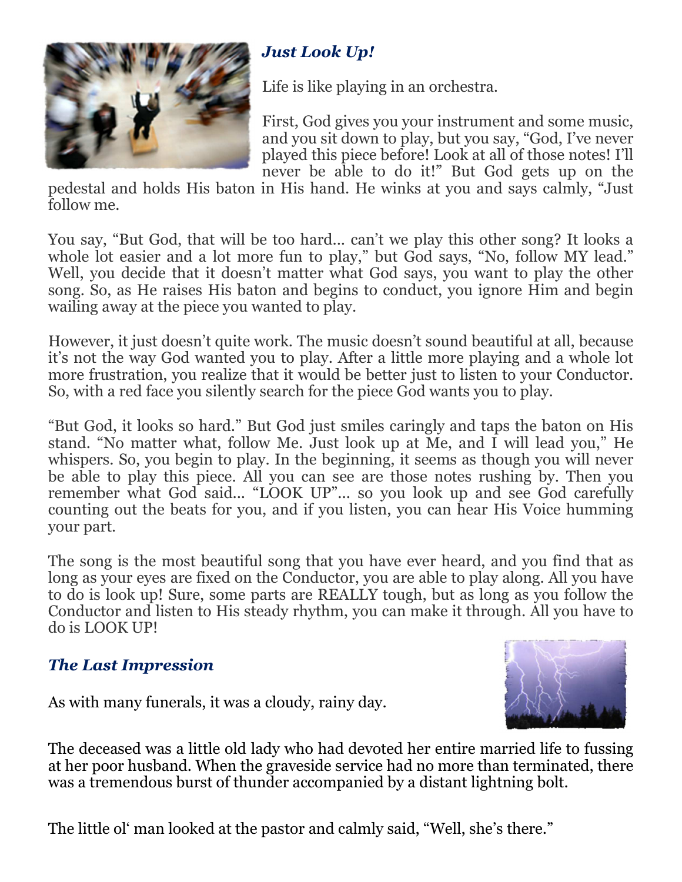### *Just Look Up!*

Life is like playing in an orchestra.

First, God gives you your instrument and some music, and you sit down to play, but you say, “God, I’ve never played this piece before! Look at all of those notes! I’ll never be able to do it!” But God gets up on the pedestal and holds His baton in His hand. He winks at you and says calmly, “Just follow me.

You say, “But God, that will be too hard… can’t we play this other song? It looks a whole lot easier and a lot more fun to play,” but God says, “No, follow MY lead.” Well, you decide that it doesn’t matter what God says, you want to play the other song. So, as He raises His baton and begins to conduct, you ignore Him and begin wailing away at the piece you wanted to play.

However, it just doesn’t quite work. The music doesn’t sound beautiful at all, because it’s not the way God wanted you to play. After a little more playing and a whole lot more frustration, you realize that it would be better just to listen to your Conductor. So, with a red face you silently search for the piece God wants you to play.

“But God, it looks so hard.” But God just smiles caringly and taps the baton on His stand. “No matter what, follow Me. Just look up at Me, and I will lead you,” He whispers. So, you begin to play. In the beginning, it seems as though you will never be able to play this piece. All you can see are those notes rushing by. Then you remember what God said… “LOOK UP”… so you look up and see God carefully counting out the beats for you, and if you listen, you can hear His Voice humming your part.

The song is the most beautiful song that you have ever heard, and you find that as long as your eyes are fixed on the Conductor, you are able to play along. All you have to do is look up! Sure, some parts are REALLY tough, but as long as you follow the Conductor and listen to His steady rhythm, you can make it through. All you have to do is LOOK UP!

### *The Last Impression*

As with many funerals, it was a cloudy, rainy day.

The deceased was a little old lady who had devoted her entire married life to fussing at her poor husband. When the graveside service had no more than terminated, there was a tremendous burst of thunder accompanied by a distant lightning bolt.

The little ol‘ man looked at the pastor and calmly said, “Well, she’s there.”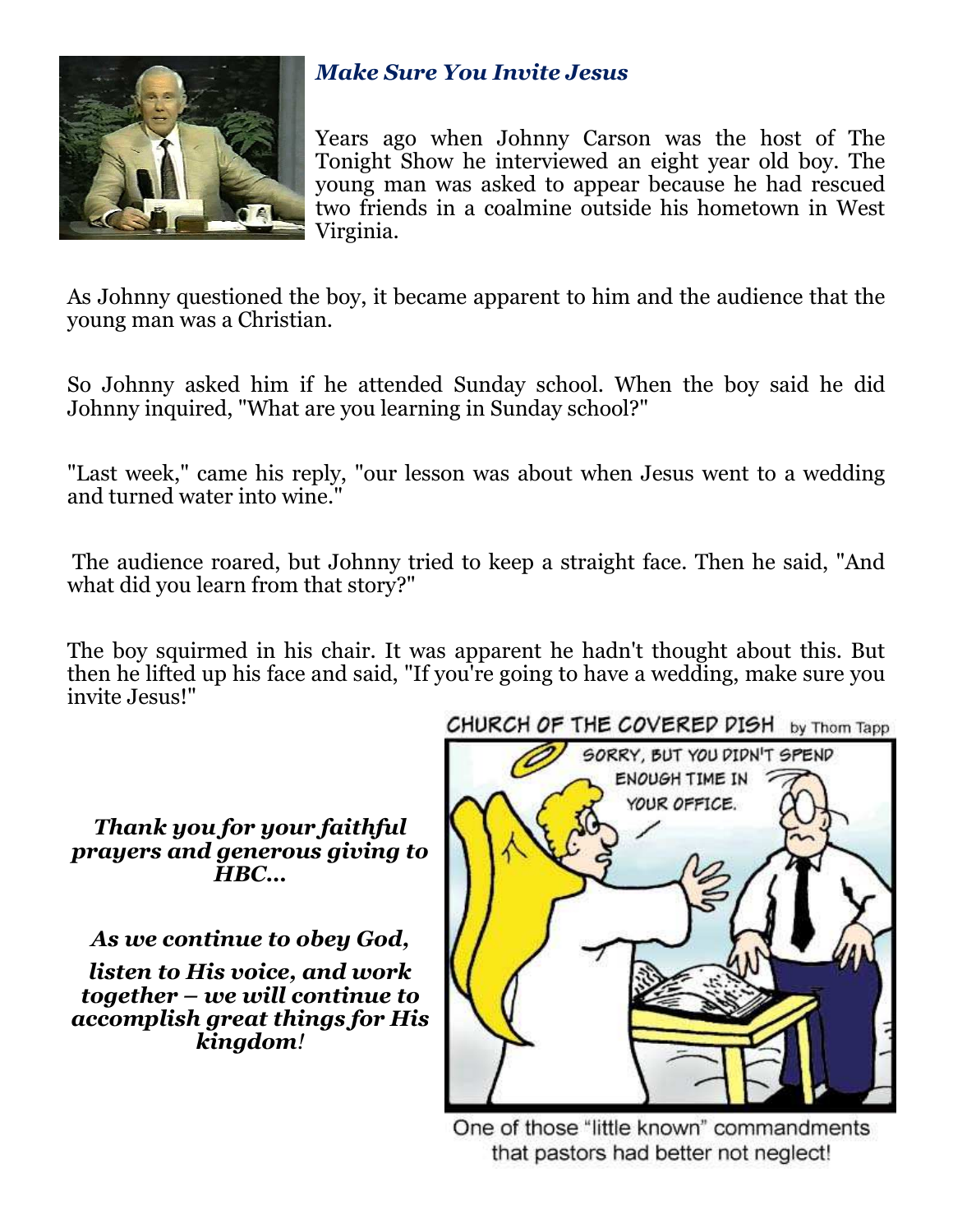### *Make Sure You Invite Jesus*

Years ago when Johnny Carson was the host of The Tonight Show he interviewed an eight year old boy. The young man was asked to appear because he had rescued two friends in a coalmine outside his hometown in West Virginia.

As Johnny questioned the boy, it became apparent to him and the audience that the young man was a Christian.

So Johnny asked him if he attended Sunday school. When the boy said he did Johnny inquired, "What are you learning in Sunday school?"

"Last week," came his reply, "our lesson was about when Jesus went to a wedding and turned water into wine."

The audience roared, but Johnny tried to keep a straight face. Then he said, "And what did you learn from that story?"

The boy squirmed in his chair. It was apparent he hadn't thought about this. But then he lifted up his face and said, "If you're going to have a wedding, make sure you invite Jesus!"

***Thank you for your faithful prayers and generous giving to HBC…***

***As we continue to obey God, listen to His voice, and work together – we will continue to accomplish great things for His kingdom!***

CHURCH OF THE COVERED DISH by Thom Tapp

SORRY, BUT YOU DIDN'T SPEND ENOUGH TIME IN YOUR OFFICE.

One of those "little known" commandments that pastors had better not neglect!